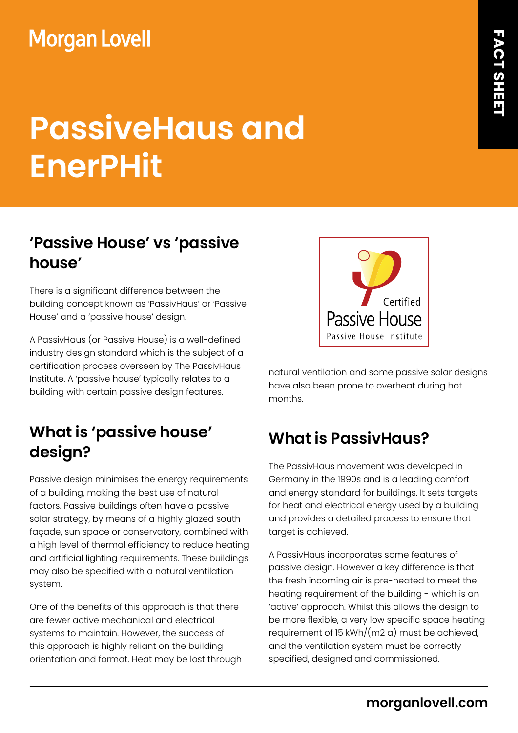Morgan Lovell

FACT SHEET

# PassiveHaus and EnerPHit

## 'Passive House' vs 'passive house'

There is a significant difference between the building concept known as 'PassivHaus' or 'Passive House' and a 'passive house' design.

A PassivHaus (or Passive House) is a well-defined industry design standard which is the subject of a certification process overseen by The PassivHaus Institute. A 'passive house' typically relates to a building with certain passive design features.

## What is 'passive house' design?

Passive design minimises the energy requirements of a building, making the best use of natural factors. Passive buildings often have a passive solar strategy, by means of a highly glazed south façade, sun space or conservatory, combined with a high level of thermal efficiency to reduce heating and artificial lighting requirements. These buildings may also be specified with a natural ventilation system.

One of the benefits of this approach is that there are fewer active mechanical and electrical systems to maintain. However, the success of this approach is highly reliant on the building orientation and format. Heat may be lost through natural ventilation and some passive solar designs have also been prone to overheat during hot months.

Certified Passive House
Passive House Institute

## What is PassivHaus?

The PassivHaus movement was developed in Germany in the 1990s and is a leading comfort and energy standard for buildings. It sets targets for heat and electrical energy used by a building and provides a detailed process to ensure that target is achieved.

A PassivHaus incorporates some features of passive design. However a key difference is that the fresh incoming air is pre-heated to meet the heating requirement of the building - which is an 'active' approach. Whilst this allows the design to be more flexible, a very low specific space heating requirement of 15 kWh/(m2 a) must be achieved, and the ventilation system must be correctly specified, designed and commissioned.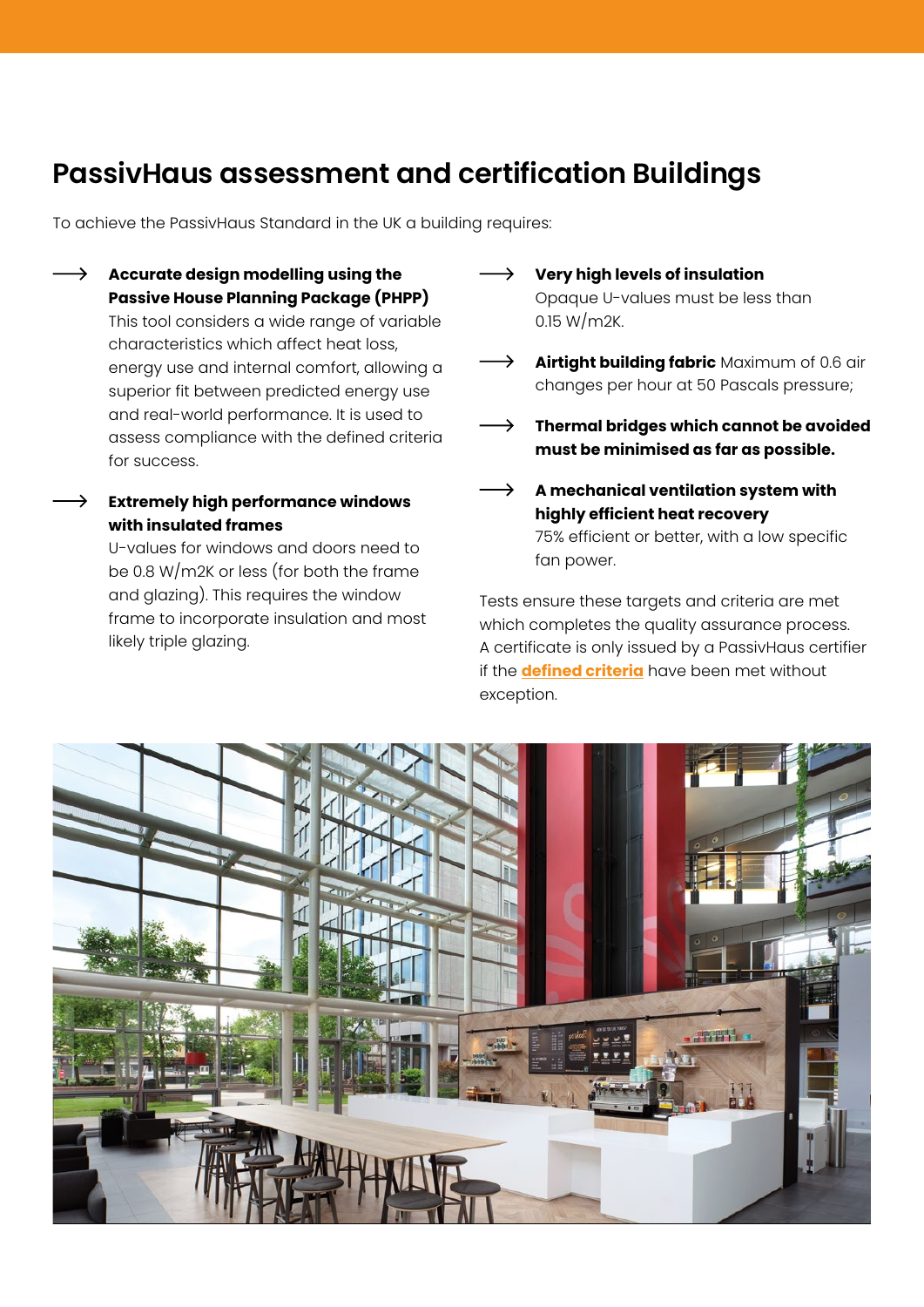# PassivHaus assessment and certification Buildings

To achieve the PassivHaus Standard in the UK a building requires:

- **Accurate design modelling using the Passive House Planning Package (PHPP)** This tool considers a wide range of variable characteristics which affect heat loss, energy use and internal comfort, allowing a superior fit between predicted energy use and real-world performance. It is used to assess compliance with the defined criteria for success.
- **Extremely high performance windows with insulated frames** U-values for windows and doors need to be 0.8 W/m2K or less (for both the frame and glazing). This requires the window frame to incorporate insulation and most likely triple glazing.
- **Very high levels of insulation** Opaque U-values must be less than 0.15 W/m2K.
- **Airtight building fabric** Maximum of 0.6 air changes per hour at 50 Pascals pressure;
- **Thermal bridges which cannot be avoided must be minimised as far as possible.**
- **A mechanical ventilation system with highly efficient heat recovery** 75% efficient or better, with a low specific fan power.

Tests ensure these targets and criteria are met which completes the quality assurance process. A certificate is only issued by a PassivHaus certifier if the **defined criteria** have been met without exception.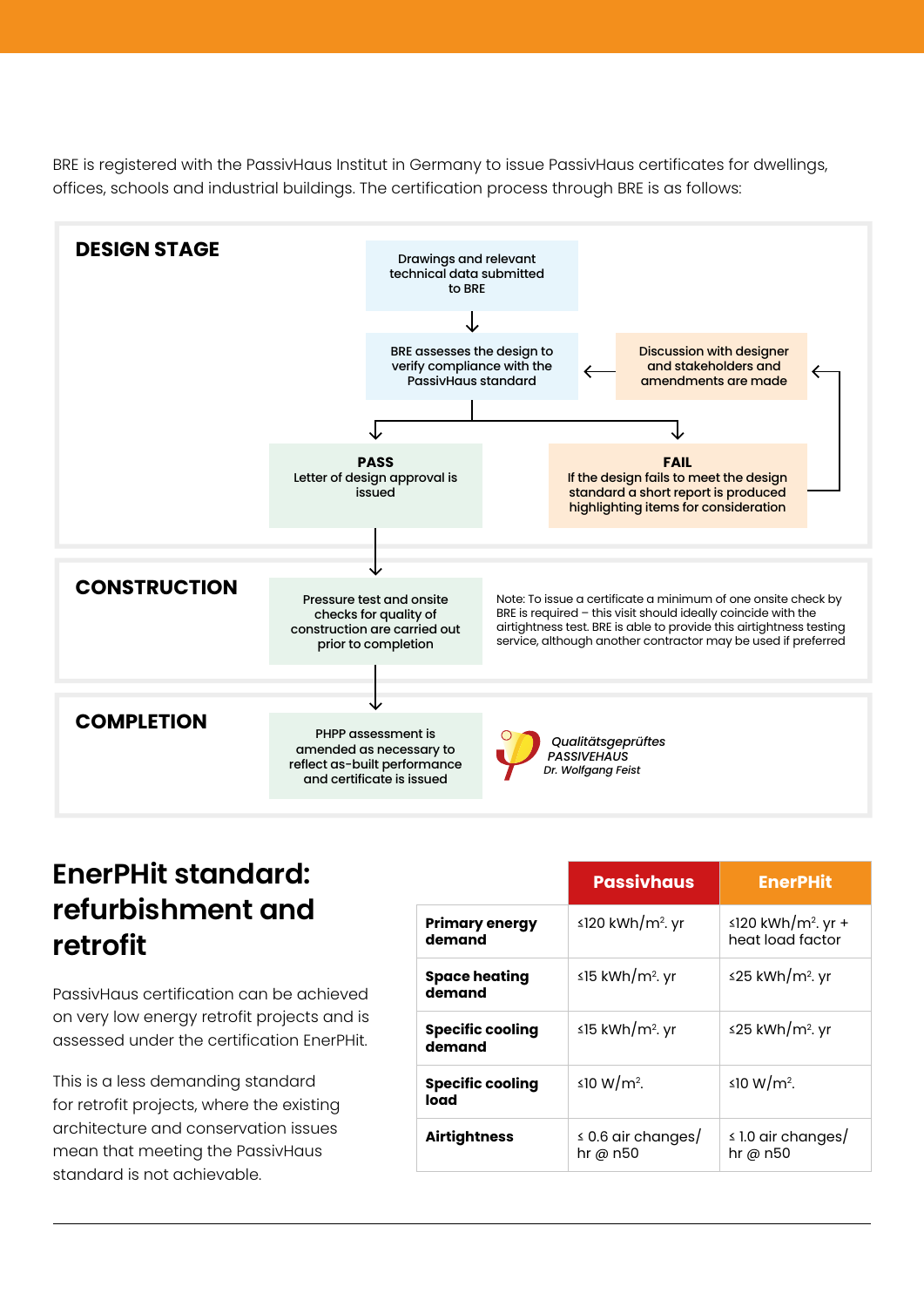BRE is registered with the PassivHaus Institut in Germany to issue PassivHaus certificates for dwellings, offices, schools and industrial buildings. The certification process through BRE is as follows:

## DESIGN STAGE

Drawings and relevant technical data submitted to BRE

BRE assesses the design to verify compliance with the PassivHaus standard

Discussion with designer and stakeholders and amendments are made

**PASS**
Letter of design approval is issued

**FAIL**
If the design fails to meet the design standard a short report is produced highlighting items for consideration

## CONSTRUCTION

Pressure test and onsite checks for quality of construction are carried out prior to completion

Note: To issue a certificate a minimum of one onsite check by BRE is required – this visit should ideally coincide with the airtightness test. BRE is able to provide this airtightness testing service, although another contractor may be used if preferred

## COMPLETION

PHPP assessment is amended as necessary to reflect as-built performance and certificate is issued

*Qualitätsgeprüftes PASSIVEHAUS Dr. Wolfgang Feist*

# EnerPHit standard: refurbishment and retrofit

PassivHaus certification can be achieved on very low energy retrofit projects and is assessed under the certification EnerPHit.

This is a less demanding standard for retrofit projects, where the existing architecture and conservation issues mean that meeting the PassivHaus standard is not achievable.

| | Passivhaus | EnerPHit |
|---|---|---|
| **Primary energy demand** | ≤120 kWh/m². yr | ≤120 kWh/m². yr + heat load factor |
| **Space heating demand** | ≤15 kWh/m². yr | ≤25 kWh/m². yr |
| **Specific cooling demand** | ≤15 kWh/m². yr | ≤25 kWh/m². yr |
| **Specific cooling load** | ≤10 W/m². | ≤10 W/m². |
| **Airtightness** | ≤ 0.6 air changes/hr @ n50 | ≤ 1.0 air changes/hr @ n50 |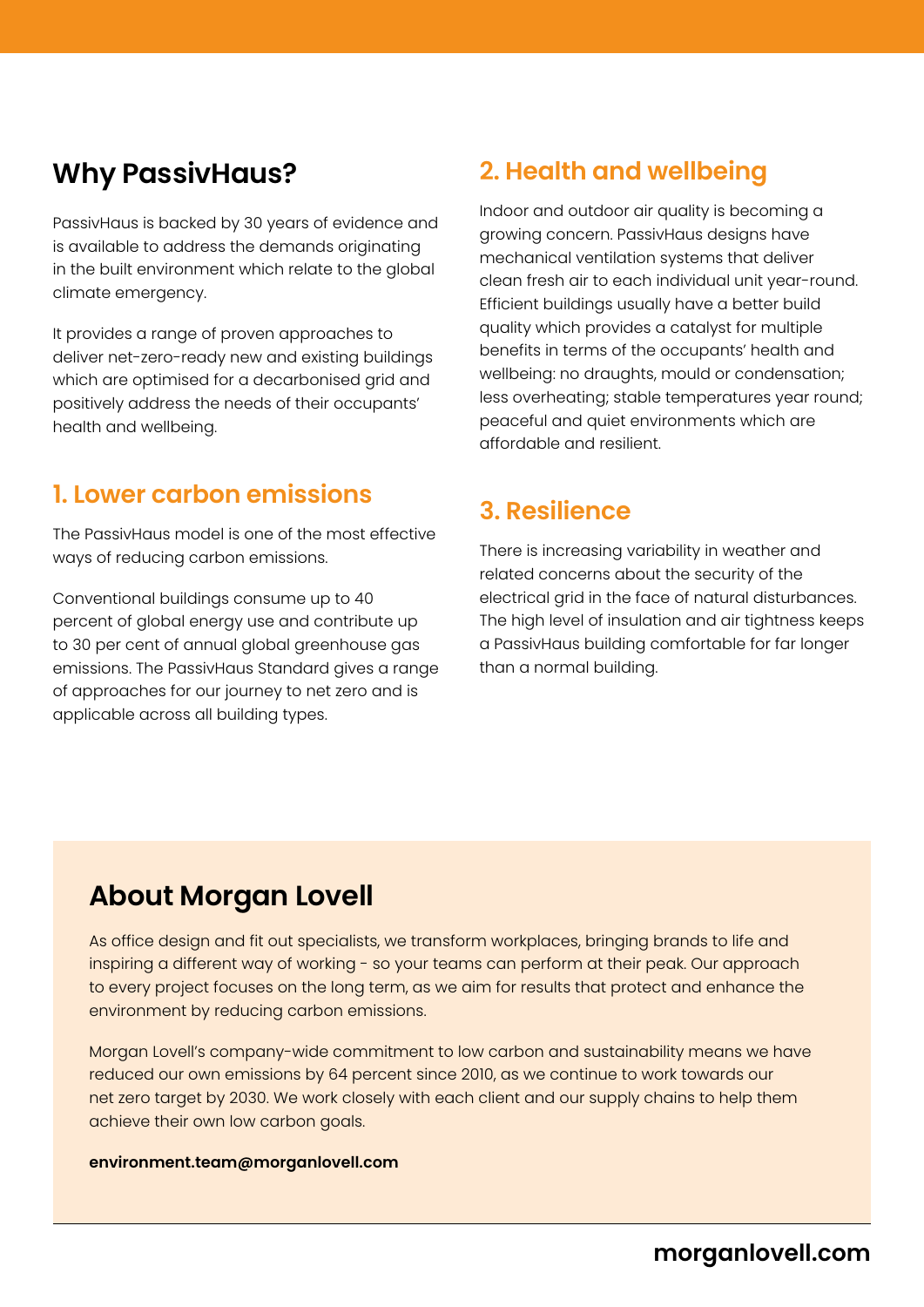## Why PassivHaus?

PassivHaus is backed by 30 years of evidence and is available to address the demands originating in the built environment which relate to the global climate emergency.

It provides a range of proven approaches to deliver net-zero-ready new and existing buildings which are optimised for a decarbonised grid and positively address the needs of their occupants' health and wellbeing.

### 1. Lower carbon emissions

The PassivHaus model is one of the most effective ways of reducing carbon emissions.

Conventional buildings consume up to 40 percent of global energy use and contribute up to 30 per cent of annual global greenhouse gas emissions. The PassivHaus Standard gives a range of approaches for our journey to net zero and is applicable across all building types.

### 2. Health and wellbeing

Indoor and outdoor air quality is becoming a growing concern. PassivHaus designs have mechanical ventilation systems that deliver clean fresh air to each individual unit year-round. Efficient buildings usually have a better build quality which provides a catalyst for multiple benefits in terms of the occupants' health and wellbeing: no draughts, mould or condensation; less overheating; stable temperatures year round; peaceful and quiet environments which are affordable and resilient.

### 3. Resilience

There is increasing variability in weather and related concerns about the security of the electrical grid in the face of natural disturbances. The high level of insulation and air tightness keeps a PassivHaus building comfortable for far longer than a normal building.

## About Morgan Lovell

As office design and fit out specialists, we transform workplaces, bringing brands to life and inspiring a different way of working - so your teams can perform at their peak. Our approach to every project focuses on the long term, as we aim for results that protect and enhance the environment by reducing carbon emissions.

Morgan Lovell's company-wide commitment to low carbon and sustainability means we have reduced our own emissions by 64 percent since 2010, as we continue to work towards our net zero target by 2030. We work closely with each client and our supply chains to help them achieve their own low carbon goals.

**environment.team@morganlovell.com**

**morganlovell.com**